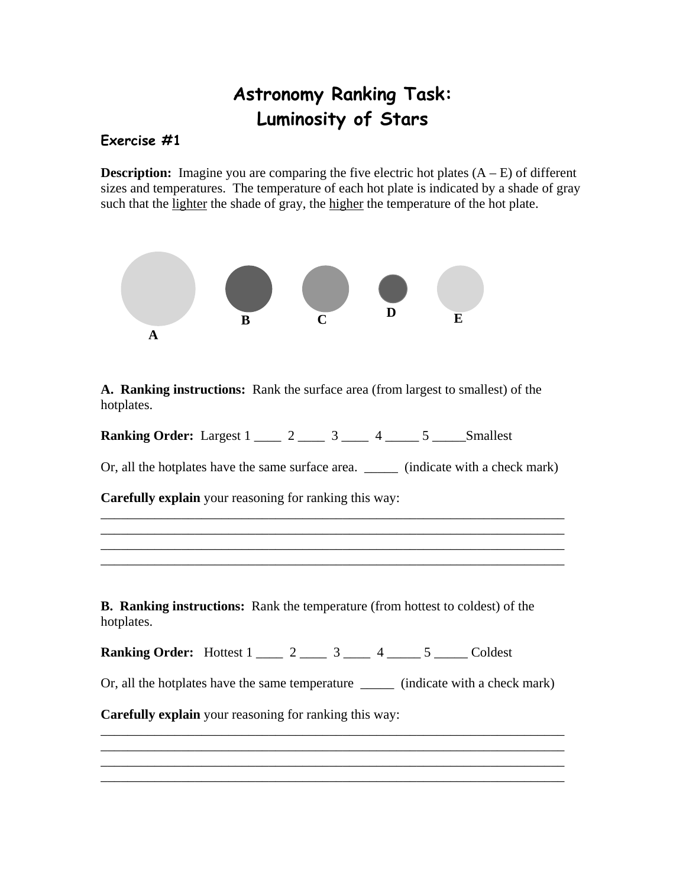# Astronomy Ranking Task: Luminosity of Stars

### Exercise #1

**Description:** Imagine you are comparing the five electric hot plates (A – E) of different sizes and temperatures. The temperature of each hot plate is indicated by a shade of gray such that the <u>lighter</u> the shade of gray, the <u>higher</u> the temperature of the hot plate.

A B C D E

**A. Ranking instructions:** Rank the surface area (from largest to smallest) of the hotplates.

**Ranking Order:** Largest 1 ____ 2 ____ 3 ____ 4 _____ 5 _____Smallest

Or, all the hotplates have the same surface area. _____ (indicate with a check mark)

**Carefully explain** your reasoning for ranking this way:

______________________________________________________________________
______________________________________________________________________
______________________________________________________________________
______________________________________________________________________

**B. Ranking instructions:** Rank the temperature (from hottest to coldest) of the hotplates.

**Ranking Order:** Hottest 1 ____ 2 ____ 3 ____ 4 _____ 5 _____ Coldest

Or, all the hotplates have the same temperature _____ (indicate with a check mark)

**Carefully explain** your reasoning for ranking this way:

______________________________________________________________________
______________________________________________________________________
______________________________________________________________________
______________________________________________________________________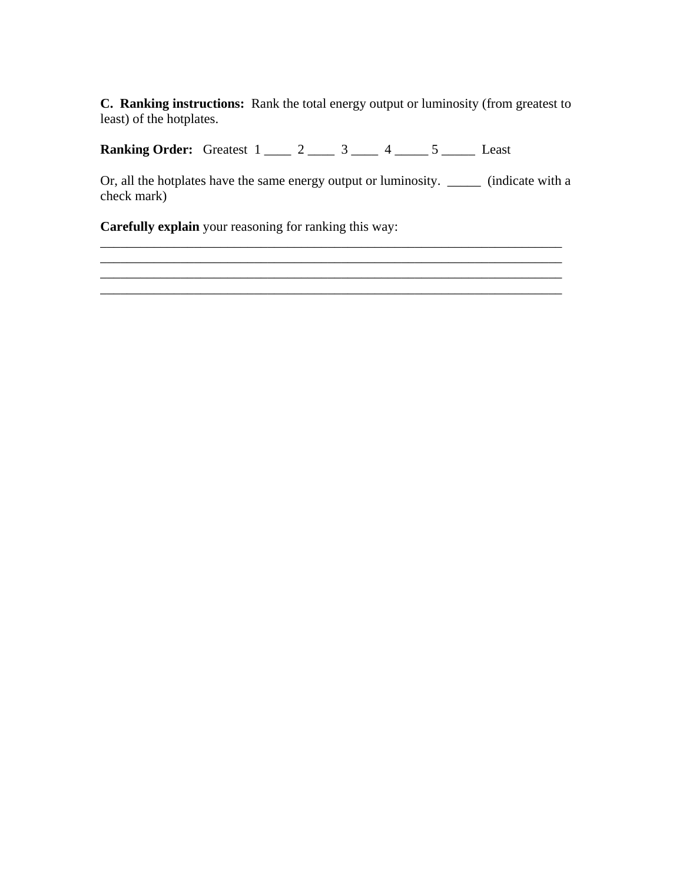**C. Ranking instructions:** Rank the total energy output or luminosity (from greatest to least) of the hotplates.

**Ranking Order:** Greatest 1 ____ 2 ____ 3 ____ 4 _____ 5 _____ Least

Or, all the hotplates have the same energy output or luminosity. _____ (indicate with a check mark)

**Carefully explain** your reasoning for ranking this way:

_______________________________________________________________________________

_______________________________________________________________________________

_______________________________________________________________________________

_______________________________________________________________________________